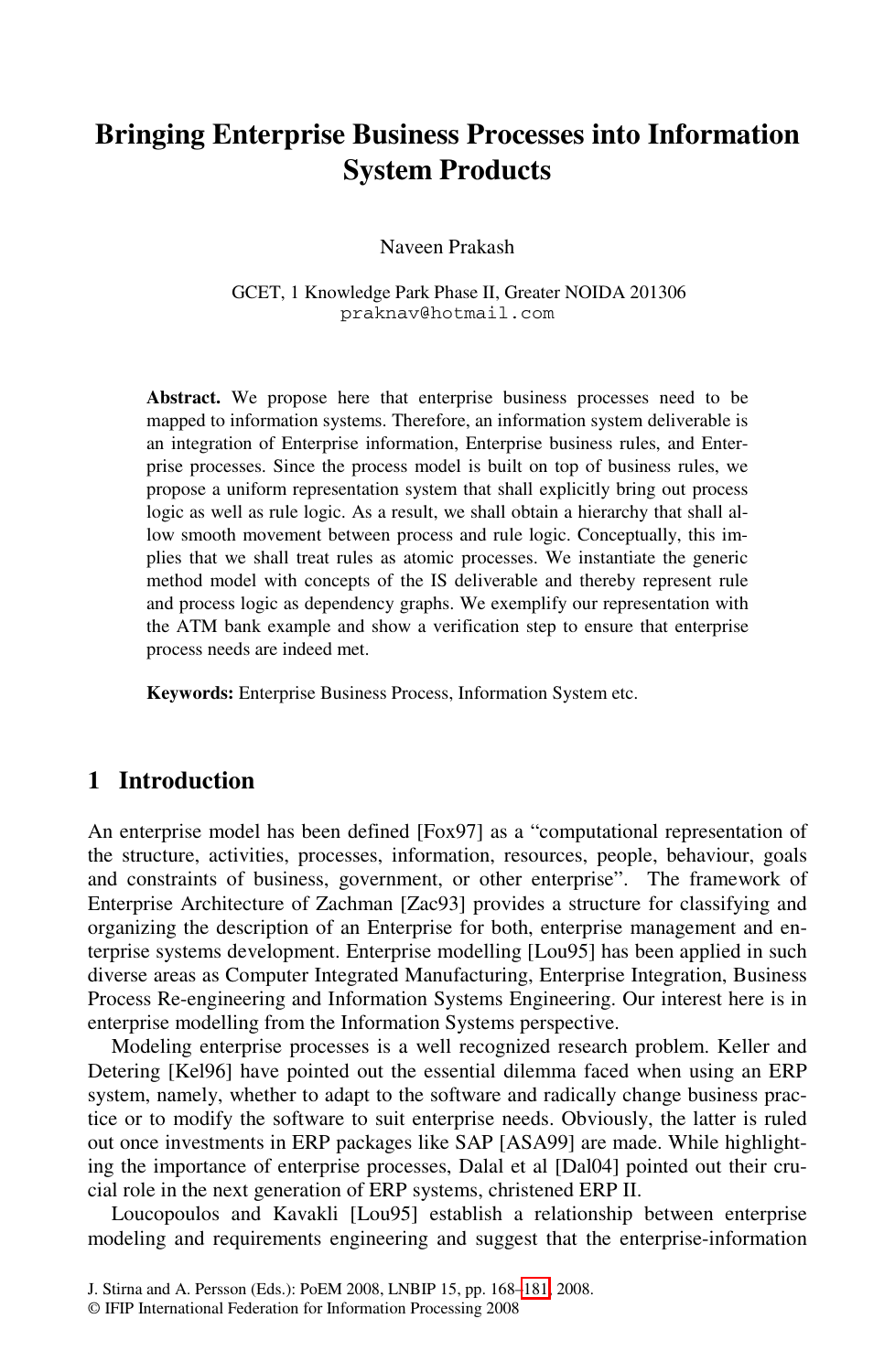# Bringing Enterprise Business Processes into Information System Products

Naveen Prakash

GCET, 1 Knowledge Park Phase II, Greater NOIDA 201306
praknav@hotmail.com

**Abstract.** We propose here that enterprise business processes need to be mapped to information systems. Therefore, an information system deliverable is an integration of Enterprise information, Enterprise business rules, and Enterprise processes. Since the process model is built on top of business rules, we propose a uniform representation system that shall explicitly bring out process logic as well as rule logic. As a result, we shall obtain a hierarchy that shall allow smooth movement between process and rule logic. Conceptually, this implies that we shall treat rules as atomic processes. We instantiate the generic method model with concepts of the IS deliverable and thereby represent rule and process logic as dependency graphs. We exemplify our representation with the ATM bank example and show a verification step to ensure that enterprise process needs are indeed met.

**Keywords:** Enterprise Business Process, Information System etc.

## 1 Introduction

An enterprise model has been defined [Fox97] as a "computational representation of the structure, activities, processes, information, resources, people, behaviour, goals and constraints of business, government, or other enterprise". The framework of Enterprise Architecture of Zachman [Zac93] provides a structure for classifying and organizing the description of an Enterprise for both, enterprise management and enterprise systems development. Enterprise modelling [Lou95] has been applied in such diverse areas as Computer Integrated Manufacturing, Enterprise Integration, Business Process Re-engineering and Information Systems Engineering. Our interest here is in enterprise modelling from the Information Systems perspective.

Modeling enterprise processes is a well recognized research problem. Keller and Detering [Kel96] have pointed out the essential dilemma faced when using an ERP system, namely, whether to adapt to the software and radically change business practice or to modify the software to suit enterprise needs. Obviously, the latter is ruled out once investments in ERP packages like SAP [ASA99] are made. While highlighting the importance of enterprise processes, Dalal et al [Dal04] pointed out their crucial role in the next generation of ERP systems, christened ERP II.

Loucopoulos and Kavakli [Lou95] establish a relationship between enterprise modeling and requirements engineering and suggest that the enterprise-information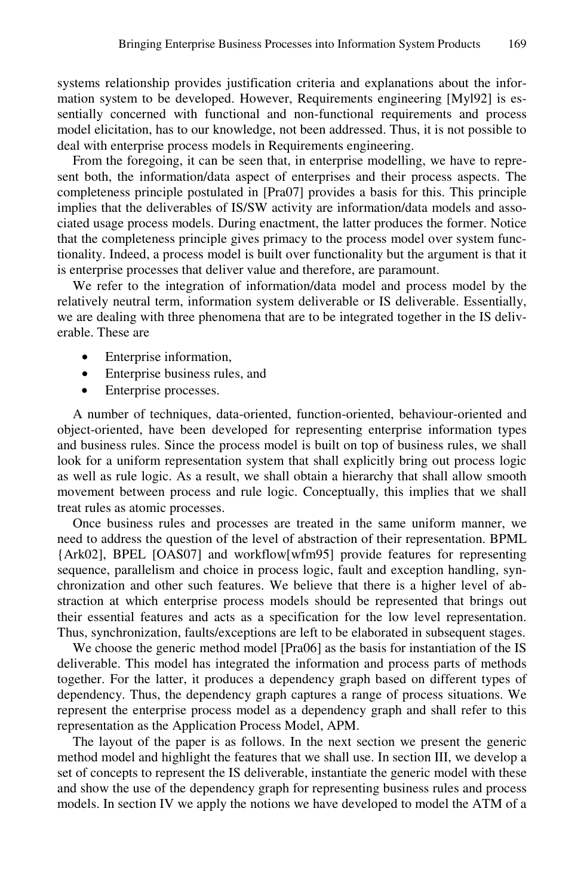systems relationship provides justification criteria and explanations about the information system to be developed. However, Requirements engineering [Myl92] is essentially concerned with functional and non-functional requirements and process model elicitation, has to our knowledge, not been addressed. Thus, it is not possible to deal with enterprise process models in Requirements engineering.

From the foregoing, it can be seen that, in enterprise modelling, we have to represent both, the information/data aspect of enterprises and their process aspects. The completeness principle postulated in [Pra07] provides a basis for this. This principle implies that the deliverables of IS/SW activity are information/data models and associated usage process models. During enactment, the latter produces the former. Notice that the completeness principle gives primacy to the process model over system functionality. Indeed, a process model is built over functionality but the argument is that it is enterprise processes that deliver value and therefore, are paramount.

We refer to the integration of information/data model and process model by the relatively neutral term, information system deliverable or IS deliverable. Essentially, we are dealing with three phenomena that are to be integrated together in the IS deliverable. These are

- Enterprise information,
- Enterprise business rules, and
- Enterprise processes.

A number of techniques, data-oriented, function-oriented, behaviour-oriented and object-oriented, have been developed for representing enterprise information types and business rules. Since the process model is built on top of business rules, we shall look for a uniform representation system that shall explicitly bring out process logic as well as rule logic. As a result, we shall obtain a hierarchy that shall allow smooth movement between process and rule logic. Conceptually, this implies that we shall treat rules as atomic processes.

Once business rules and processes are treated in the same uniform manner, we need to address the question of the level of abstraction of their representation. BPML {Ark02], BPEL [OAS07] and workflow[wfm95] provide features for representing sequence, parallelism and choice in process logic, fault and exception handling, synchronization and other such features. We believe that there is a higher level of abstraction at which enterprise process models should be represented that brings out their essential features and acts as a specification for the low level representation. Thus, synchronization, faults/exceptions are left to be elaborated in subsequent stages.

We choose the generic method model [Pra06] as the basis for instantiation of the IS deliverable. This model has integrated the information and process parts of methods together. For the latter, it produces a dependency graph based on different types of dependency. Thus, the dependency graph captures a range of process situations. We represent the enterprise process model as a dependency graph and shall refer to this representation as the Application Process Model, APM.

The layout of the paper is as follows. In the next section we present the generic method model and highlight the features that we shall use. In section III, we develop a set of concepts to represent the IS deliverable, instantiate the generic model with these and show the use of the dependency graph for representing business rules and process models. In section IV we apply the notions we have developed to model the ATM of a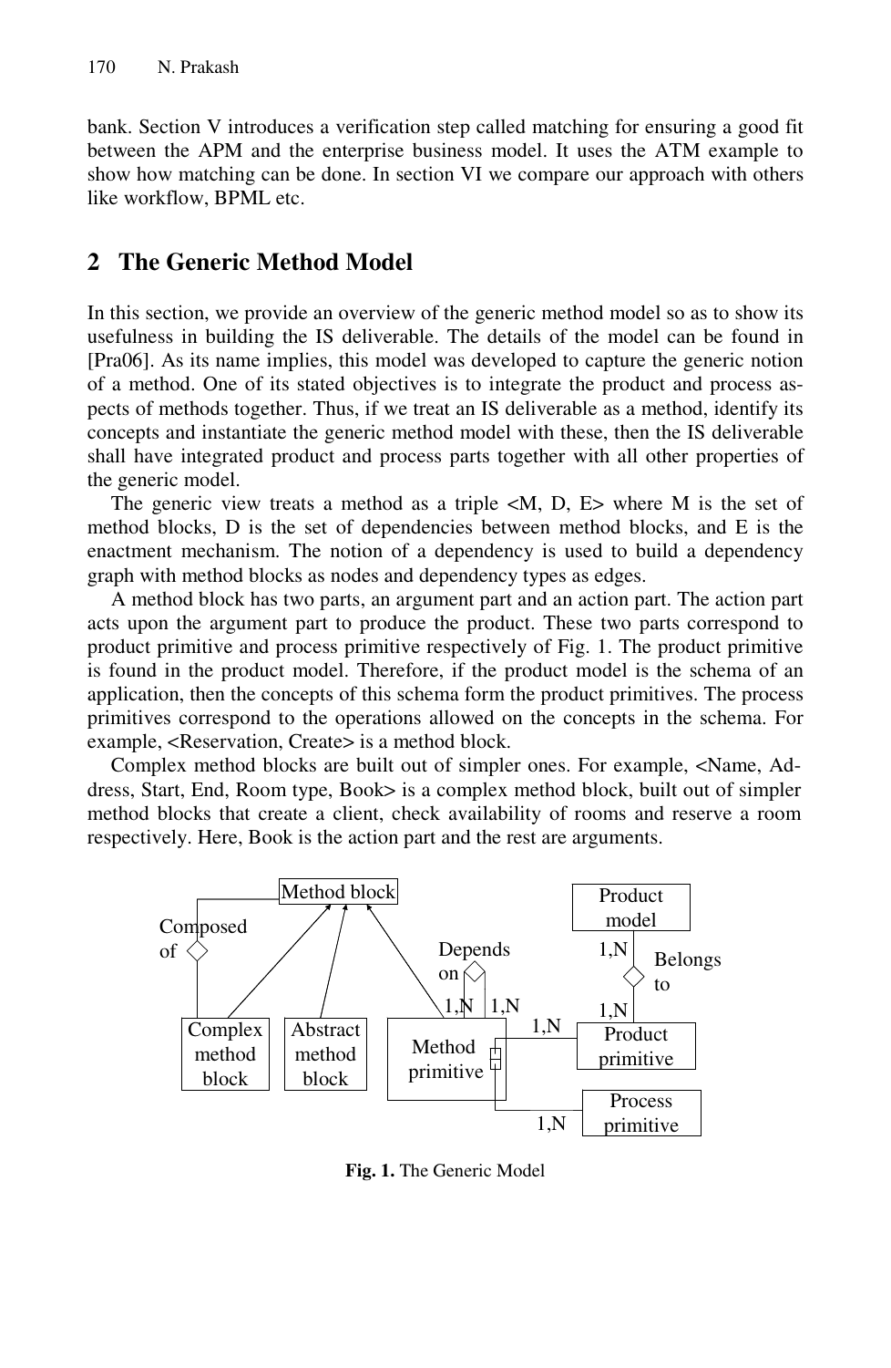bank. Section V introduces a verification step called matching for ensuring a good fit between the APM and the enterprise business model. It uses the ATM example to show how matching can be done. In section VI we compare our approach with others like workflow, BPML etc.

## 2 The Generic Method Model

In this section, we provide an overview of the generic method model so as to show its usefulness in building the IS deliverable. The details of the model can be found in [Pra06]. As its name implies, this model was developed to capture the generic notion of a method. One of its stated objectives is to integrate the product and process aspects of methods together. Thus, if we treat an IS deliverable as a method, identify its concepts and instantiate the generic method model with these, then the IS deliverable shall have integrated product and process parts together with all other properties of the generic model.

The generic view treats a method as a triple <M, D, E> where M is the set of method blocks, D is the set of dependencies between method blocks, and E is the enactment mechanism. The notion of a dependency is used to build a dependency graph with method blocks as nodes and dependency types as edges.

A method block has two parts, an argument part and an action part. The action part acts upon the argument part to produce the product. These two parts correspond to product primitive and process primitive respectively of Fig. 1. The product primitive is found in the product model. Therefore, if the product model is the schema of an application, then the concepts of this schema form the product primitives. The process primitives correspond to the operations allowed on the concepts in the schema. For example, <Reservation, Create> is a method block.

Complex method blocks are built out of simpler ones. For example, <Name, Address, Start, End, Room type, Book> is a complex method block, built out of simpler method blocks that create a client, check availability of rooms and reserve a room respectively. Here, Book is the action part and the rest are arguments.

Method block
Composed of
Depends on
Product model
1,N
Belongs to
1,N
1,N
1,N
1,N
Complex method block
Abstract method block
Method primitive
Product primitive
Process primitive
1,N

**Fig. 1.** The Generic Model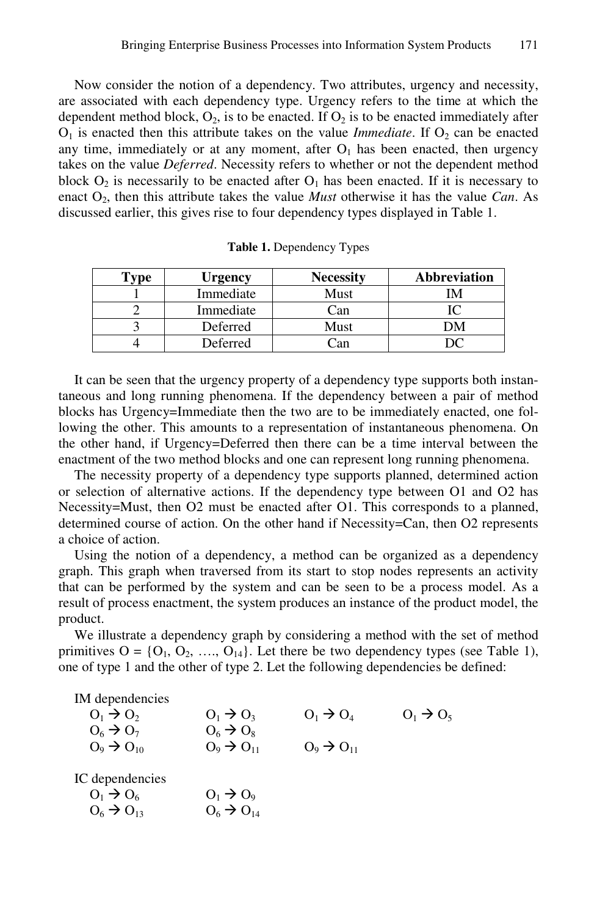Now consider the notion of a dependency. Two attributes, urgency and necessity, are associated with each dependency type. Urgency refers to the time at which the dependent method block, $O_2$, is to be enacted. If $O_2$ is to be enacted immediately after $O_1$ is enacted then this attribute takes on the value *Immediate*. If $O_2$ can be enacted any time, immediately or at any moment, after $O_1$ has been enacted, then urgency takes on the value *Deferred*. Necessity refers to whether or not the dependent method block $O_2$ is necessarily to be enacted after $O_1$ has been enacted. If it is necessary to enact $O_2$, then this attribute takes the value *Must* otherwise it has the value *Can*. As discussed earlier, this gives rise to four dependency types displayed in Table 1.

**Table 1.** Dependency Types

| Type | Urgency | Necessity | Abbreviation |
|---|---|---|---|
| 1 | Immediate | Must | IM |
| 2 | Immediate | Can | IC |
| 3 | Deferred | Must | DM |
| 4 | Deferred | Can | DC |

It can be seen that the urgency property of a dependency type supports both instantaneous and long running phenomena. If the dependency between a pair of method blocks has Urgency=Immediate then the two are to be immediately enacted, one following the other. This amounts to a representation of instantaneous phenomena. On the other hand, if Urgency=Deferred then there can be a time interval between the enactment of the two method blocks and one can represent long running phenomena.

The necessity property of a dependency type supports planned, determined action or selection of alternative actions. If the dependency type between O1 and O2 has Necessity=Must, then O2 must be enacted after O1. This corresponds to a planned, determined course of action. On the other hand if Necessity=Can, then O2 represents a choice of action.

Using the notion of a dependency, a method can be organized as a dependency graph. This graph when traversed from its start to stop nodes represents an activity that can be performed by the system and can be seen to be a process model. As a result of process enactment, the system produces an instance of the product model, the product.

We illustrate a dependency graph by considering a method with the set of method primitives $O = \{O_1, O_2, \ldots, O_{14}\}$. Let there be two dependency types (see Table 1), one of type 1 and the other of type 2. Let the following dependencies be defined:

IM dependencies

$O_1 \rightarrow O_2$ &nbsp;&nbsp;&nbsp; $O_1 \rightarrow O_3$ &nbsp;&nbsp;&nbsp; $O_1 \rightarrow O_4$ &nbsp;&nbsp;&nbsp; $O_1 \rightarrow O_5$

$O_6 \rightarrow O_7$ &nbsp;&nbsp;&nbsp; $O_6 \rightarrow O_8$

$O_9 \rightarrow O_{10}$ &nbsp;&nbsp;&nbsp; $O_9 \rightarrow O_{11}$ &nbsp;&nbsp;&nbsp; $O_9 \rightarrow O_{11}$

IC dependencies

$O_1 \rightarrow O_6$ &nbsp;&nbsp;&nbsp; $O_1 \rightarrow O_9$

$O_6 \rightarrow O_{13}$ &nbsp;&nbsp;&nbsp; $O_6 \rightarrow O_{14}$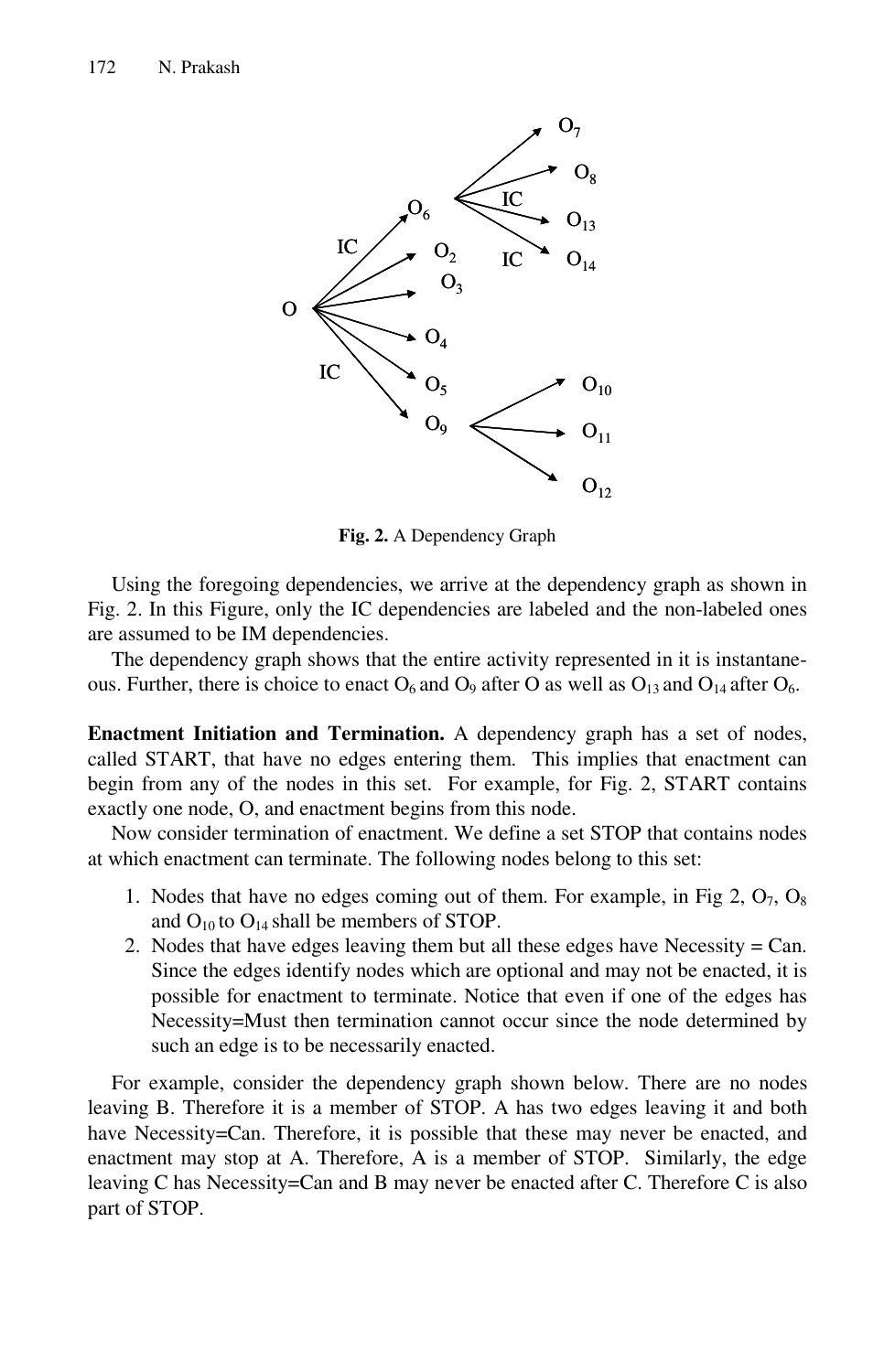**Fig. 2.** A Dependency Graph

Using the foregoing dependencies, we arrive at the dependency graph as shown in Fig. 2. In this Figure, only the IC dependencies are labeled and the non-labeled ones are assumed to be IM dependencies.

The dependency graph shows that the entire activity represented in it is instantaneous. Further, there is choice to enact $O_6$ and $O_9$ after O as well as $O_{13}$ and $O_{14}$ after $O_6$.

**Enactment Initiation and Termination.** A dependency graph has a set of nodes, called START, that have no edges entering them. This implies that enactment can begin from any of the nodes in this set. For example, for Fig. 2, START contains exactly one node, O, and enactment begins from this node.

Now consider termination of enactment. We define a set STOP that contains nodes at which enactment can terminate. The following nodes belong to this set:

1. Nodes that have no edges coming out of them. For example, in Fig 2, $O_7$, $O_8$ and $O_{10}$ to $O_{14}$ shall be members of STOP.
2. Nodes that have edges leaving them but all these edges have Necessity = Can. Since the edges identify nodes which are optional and may not be enacted, it is possible for enactment to terminate. Notice that even if one of the edges has Necessity=Must then termination cannot occur since the node determined by such an edge is to be necessarily enacted.

For example, consider the dependency graph shown below. There are no nodes leaving B. Therefore it is a member of STOP. A has two edges leaving it and both have Necessity=Can. Therefore, it is possible that these may never be enacted, and enactment may stop at A. Therefore, A is a member of STOP. Similarly, the edge leaving C has Necessity=Can and B may never be enacted after C. Therefore C is also part of STOP.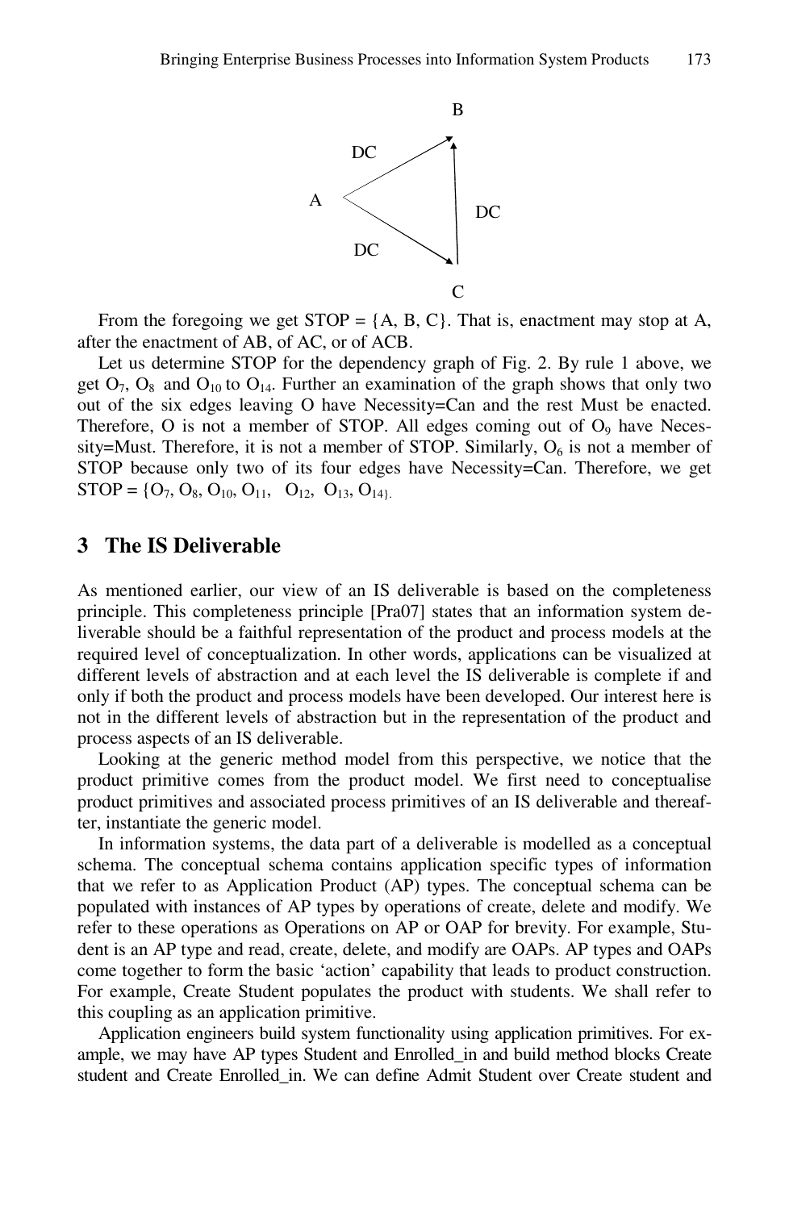B

DC

A

DC

DC

C

From the foregoing we get STOP = {A, B, C}. That is, enactment may stop at A, after the enactment of AB, of AC, or of ACB.

Let us determine STOP for the dependency graph of Fig. 2. By rule 1 above, we get $O_7$, $O_8$ and $O_{10}$ to $O_{14}$. Further an examination of the graph shows that only two out of the six edges leaving O have Necessity=Can and the rest Must be enacted. Therefore, O is not a member of STOP. All edges coming out of $O_9$ have Necessity=Must. Therefore, it is not a member of STOP. Similarly, $O_6$ is not a member of STOP because only two of its four edges have Necessity=Can. Therefore, we get STOP = {$O_7$, $O_8$, $O_{10}$, $O_{11}$, $O_{12}$, $O_{13}$, $O_{14}$}.

## 3 The IS Deliverable

As mentioned earlier, our view of an IS deliverable is based on the completeness principle. This completeness principle [Pra07] states that an information system deliverable should be a faithful representation of the product and process models at the required level of conceptualization. In other words, applications can be visualized at different levels of abstraction and at each level the IS deliverable is complete if and only if both the product and process models have been developed. Our interest here is not in the different levels of abstraction but in the representation of the product and process aspects of an IS deliverable.

Looking at the generic method model from this perspective, we notice that the product primitive comes from the product model. We first need to conceptualise product primitives and associated process primitives of an IS deliverable and thereafter, instantiate the generic model.

In information systems, the data part of a deliverable is modelled as a conceptual schema. The conceptual schema contains application specific types of information that we refer to as Application Product (AP) types. The conceptual schema can be populated with instances of AP types by operations of create, delete and modify. We refer to these operations as Operations on AP or OAP for brevity. For example, Student is an AP type and read, create, delete, and modify are OAPs. AP types and OAPs come together to form the basic 'action' capability that leads to product construction. For example, Create Student populates the product with students. We shall refer to this coupling as an application primitive.

Application engineers build system functionality using application primitives. For example, we may have AP types Student and Enrolled_in and build method blocks Create student and Create Enrolled_in. We can define Admit Student over Create student and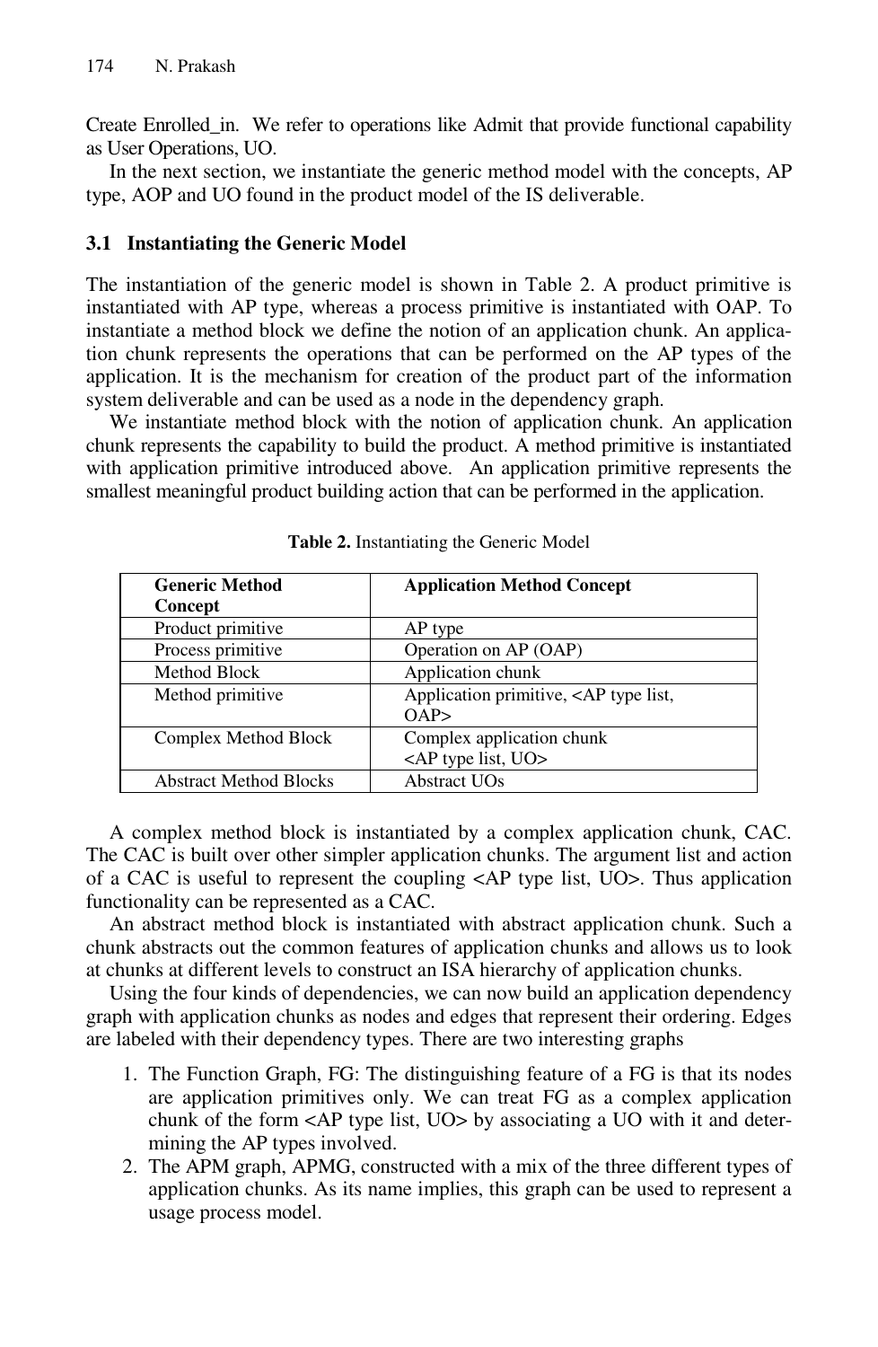Create Enrolled_in. We refer to operations like Admit that provide functional capability as User Operations, UO.

In the next section, we instantiate the generic method model with the concepts, AP type, AOP and UO found in the product model of the IS deliverable.

### 3.1 Instantiating the Generic Model

The instantiation of the generic model is shown in Table 2. A product primitive is instantiated with AP type, whereas a process primitive is instantiated with OAP. To instantiate a method block we define the notion of an application chunk. An application chunk represents the operations that can be performed on the AP types of the application. It is the mechanism for creation of the product part of the information system deliverable and can be used as a node in the dependency graph.

We instantiate method block with the notion of application chunk. An application chunk represents the capability to build the product. A method primitive is instantiated with application primitive introduced above. An application primitive represents the smallest meaningful product building action that can be performed in the application.

**Table 2.** Instantiating the Generic Model

| Generic Method Concept | Application Method Concept |
|---|---|
| Product primitive | AP type |
| Process primitive | Operation on AP (OAP) |
| Method Block | Application chunk |
| Method primitive | Application primitive, <AP type list, OAP> |
| Complex Method Block | Complex application chunk <AP type list, UO> |
| Abstract Method Blocks | Abstract UOs |

A complex method block is instantiated by a complex application chunk, CAC. The CAC is built over other simpler application chunks. The argument list and action of a CAC is useful to represent the coupling <AP type list, UO>. Thus application functionality can be represented as a CAC.

An abstract method block is instantiated with abstract application chunk. Such a chunk abstracts out the common features of application chunks and allows us to look at chunks at different levels to construct an ISA hierarchy of application chunks.

Using the four kinds of dependencies, we can now build an application dependency graph with application chunks as nodes and edges that represent their ordering. Edges are labeled with their dependency types. There are two interesting graphs

1. The Function Graph, FG: The distinguishing feature of a FG is that its nodes are application primitives only. We can treat FG as a complex application chunk of the form <AP type list, UO> by associating a UO with it and determining the AP types involved.
2. The APM graph, APMG, constructed with a mix of the three different types of application chunks. As its name implies, this graph can be used to represent a usage process model.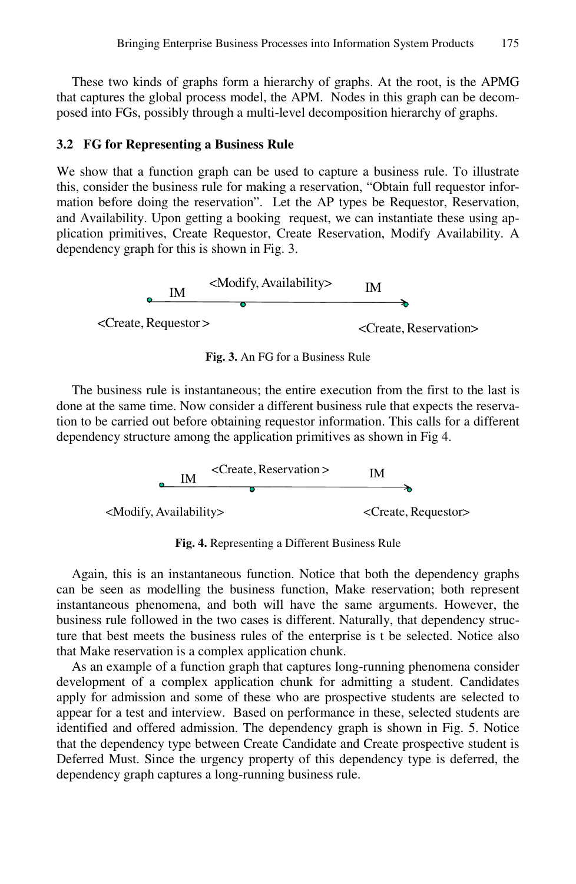These two kinds of graphs form a hierarchy of graphs. At the root, is the APMG that captures the global process model, the APM. Nodes in this graph can be decomposed into FGs, possibly through a multi-level decomposition hierarchy of graphs.

### 3.2 FG for Representing a Business Rule

We show that a function graph can be used to capture a business rule. To illustrate this, consider the business rule for making a reservation, "Obtain full requestor information before doing the reservation". Let the AP types be Requestor, Reservation, and Availability. Upon getting a booking request, we can instantiate these using application primitives, Create Requestor, Create Reservation, Modify Availability. A dependency graph for this is shown in Fig. 3.

IM

<Modify, Availability>

IM

<Create, Requestor>

<Create, Reservation>

**Fig. 3.** An FG for a Business Rule

The business rule is instantaneous; the entire execution from the first to the last is done at the same time. Now consider a different business rule that expects the reservation to be carried out before obtaining requestor information. This calls for a different dependency structure among the application primitives as shown in Fig 4.

IM

<Create, Reservation>

IM

<Modify, Availability>

<Create, Requestor>

**Fig. 4.** Representing a Different Business Rule

Again, this is an instantaneous function. Notice that both the dependency graphs can be seen as modelling the business function, Make reservation; both represent instantaneous phenomena, and both will have the same arguments. However, the business rule followed in the two cases is different. Naturally, that dependency structure that best meets the business rules of the enterprise is t be selected. Notice also that Make reservation is a complex application chunk.

As an example of a function graph that captures long-running phenomena consider development of a complex application chunk for admitting a student. Candidates apply for admission and some of these who are prospective students are selected to appear for a test and interview. Based on performance in these, selected students are identified and offered admission. The dependency graph is shown in Fig. 5. Notice that the dependency type between Create Candidate and Create prospective student is Deferred Must. Since the urgency property of this dependency type is deferred, the dependency graph captures a long-running business rule.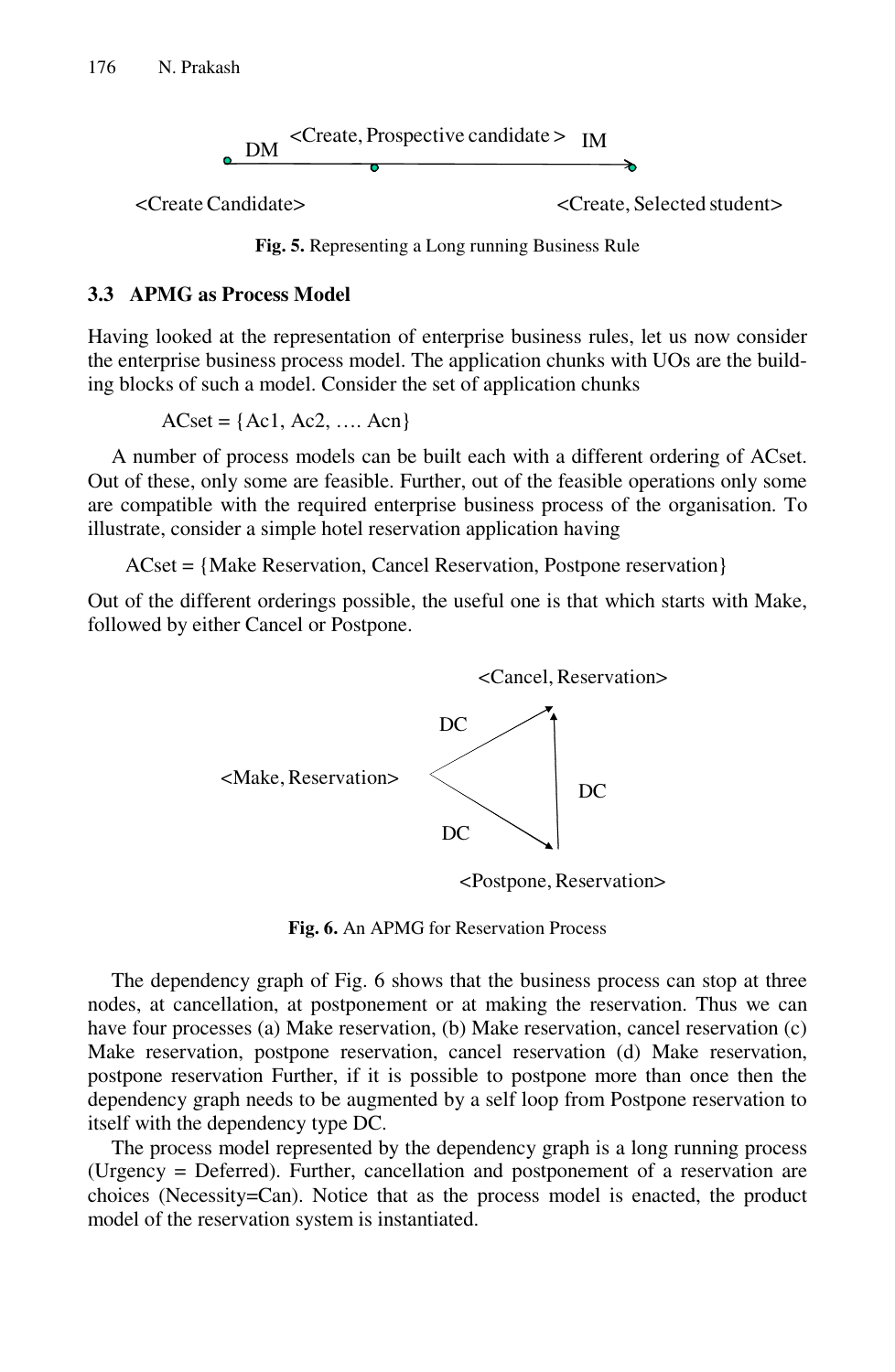DM <Create, Prospective candidate > IM

<Create Candidate> <Create, Selected student>

**Fig. 5.** Representing a Long running Business Rule

### 3.3 APMG as Process Model

Having looked at the representation of enterprise business rules, let us now consider the enterprise business process model. The application chunks with UOs are the building blocks of such a model. Consider the set of application chunks

ACset = {Ac1, Ac2, …. Acn}

A number of process models can be built each with a different ordering of ACset. Out of these, only some are feasible. Further, out of the feasible operations only some are compatible with the required enterprise business process of the organisation. To illustrate, consider a simple hotel reservation application having

ACset = {Make Reservation, Cancel Reservation, Postpone reservation}

Out of the different orderings possible, the useful one is that which starts with Make, followed by either Cancel or Postpone.

<Cancel, Reservation>

DC

<Make, Reservation> DC

DC

<Postpone, Reservation>

**Fig. 6.** An APMG for Reservation Process

The dependency graph of Fig. 6 shows that the business process can stop at three nodes, at cancellation, at postponement or at making the reservation. Thus we can have four processes (a) Make reservation, (b) Make reservation, cancel reservation (c) Make reservation, postpone reservation, cancel reservation (d) Make reservation, postpone reservation Further, if it is possible to postpone more than once then the dependency graph needs to be augmented by a self loop from Postpone reservation to itself with the dependency type DC.

The process model represented by the dependency graph is a long running process (Urgency = Deferred). Further, cancellation and postponement of a reservation are choices (Necessity=Can). Notice that as the process model is enacted, the product model of the reservation system is instantiated.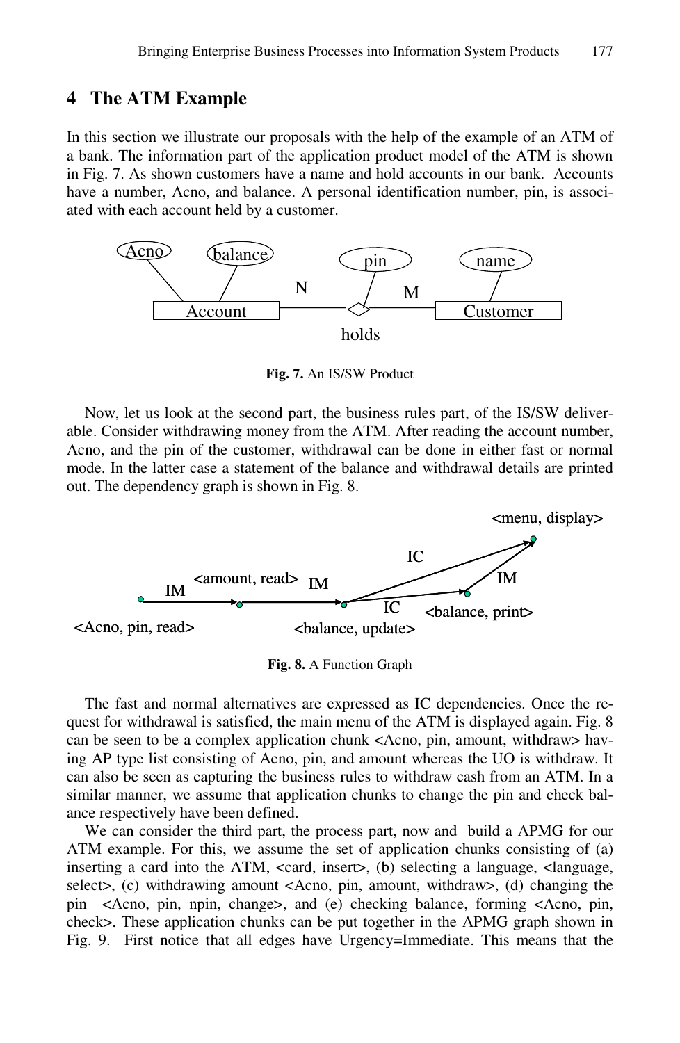## 4 The ATM Example

In this section we illustrate our proposals with the help of the example of an ATM of a bank. The information part of the application product model of the ATM is shown in Fig. 7. As shown customers have a name and hold accounts in our bank. Accounts have a number, Acno, and balance. A personal identification number, pin, is associated with each account held by a customer.

Acno
balance
pin
name
N
M
Account
Customer
holds

**Fig. 7.** An IS/SW Product

Now, let us look at the second part, the business rules part, of the IS/SW deliverable. Consider withdrawing money from the ATM. After reading the account number, Acno, and the pin of the customer, withdrawal can be done in either fast or normal mode. In the latter case a statement of the balance and withdrawal details are printed out. The dependency graph is shown in Fig. 8.

<menu, display>
IC
IM
<amount, read>
IM
IM
IC
<balance, print>
<Acno, pin, read>
<balance, update>

**Fig. 8.** A Function Graph

The fast and normal alternatives are expressed as IC dependencies. Once the request for withdrawal is satisfied, the main menu of the ATM is displayed again. Fig. 8 can be seen to be a complex application chunk <Acno, pin, amount, withdraw> having AP type list consisting of Acno, pin, and amount whereas the UO is withdraw. It can also be seen as capturing the business rules to withdraw cash from an ATM. In a similar manner, we assume that application chunks to change the pin and check balance respectively have been defined.

We can consider the third part, the process part, now and build a APMG for our ATM example. For this, we assume the set of application chunks consisting of (a) inserting a card into the ATM, <card, insert>, (b) selecting a language, <language, select>, (c) withdrawing amount <Acno, pin, amount, withdraw>, (d) changing the pin <Acno, pin, npin, change>, and (e) checking balance, forming <Acno, pin, check>. These application chunks can be put together in the APMG graph shown in Fig. 9. First notice that all edges have Urgency=Immediate. This means that the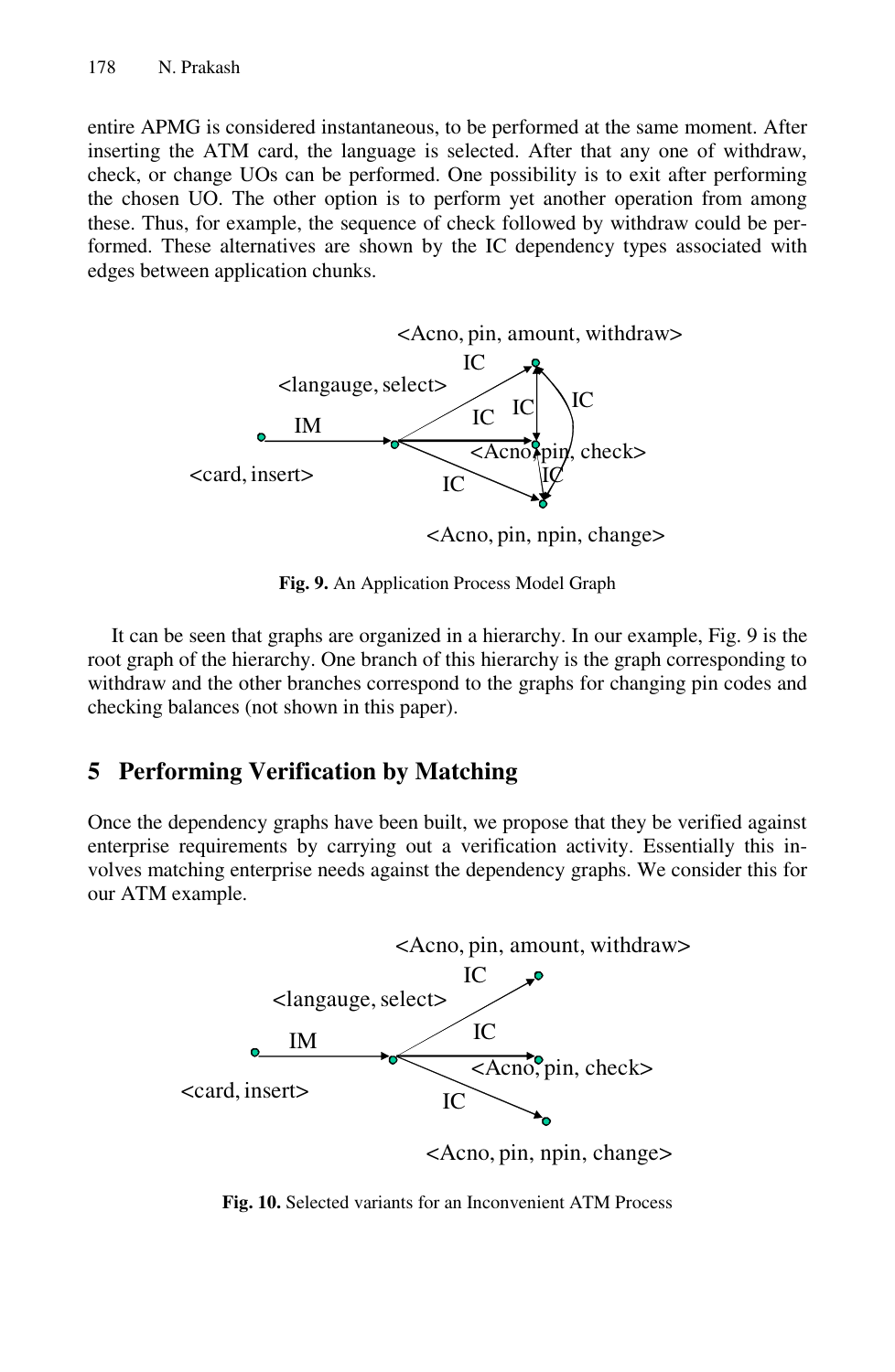entire APMG is considered instantaneous, to be performed at the same moment. After inserting the ATM card, the language is selected. After that any one of withdraw, check, or change UOs can be performed. One possibility is to exit after performing the chosen UO. The other option is to perform yet another operation from among these. Thus, for example, the sequence of check followed by withdraw could be performed. These alternatives are shown by the IC dependency types associated with edges between application chunks.

Fig. 9. An Application Process Model Graph

It can be seen that graphs are organized in a hierarchy. In our example, Fig. 9 is the root graph of the hierarchy. One branch of this hierarchy is the graph corresponding to withdraw and the other branches correspond to the graphs for changing pin codes and checking balances (not shown in this paper).

## 5 Performing Verification by Matching

Once the dependency graphs have been built, we propose that they be verified against enterprise requirements by carrying out a verification activity. Essentially this involves matching enterprise needs against the dependency graphs. We consider this for our ATM example.

Fig. 10. Selected variants for an Inconvenient ATM Process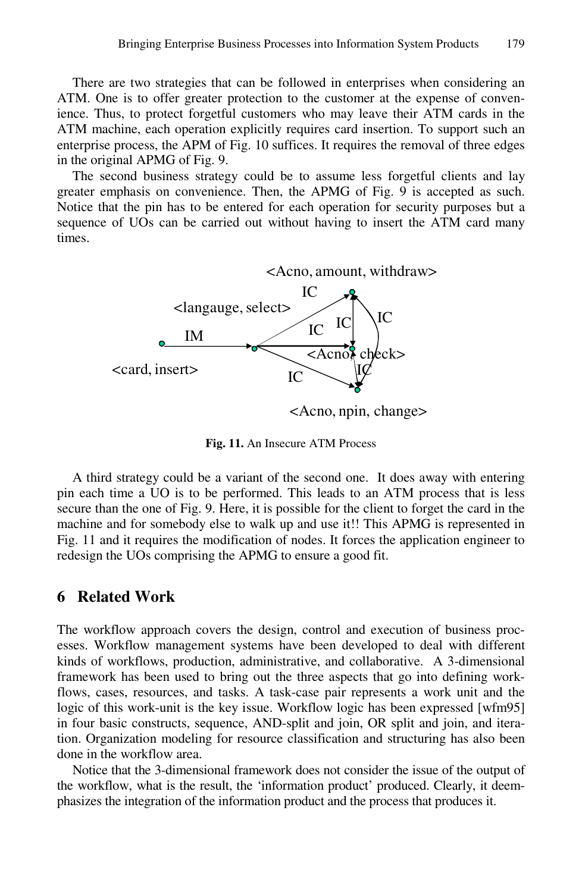There are two strategies that can be followed in enterprises when considering an ATM. One is to offer greater protection to the customer at the expense of convenience. Thus, to protect forgetful customers who may leave their ATM cards in the ATM machine, each operation explicitly requires card insertion. To support such an enterprise process, the APM of Fig. 10 suffices. It requires the removal of three edges in the original APMG of Fig. 9.

The second business strategy could be to assume less forgetful clients and lay greater emphasis on convenience. Then, the APMG of Fig. 9 is accepted as such. Notice that the pin has to be entered for each operation for security purposes but a sequence of UOs can be carried out without having to insert the ATM card many times.

**Fig. 11.** An Insecure ATM Process

A third strategy could be a variant of the second one. It does away with entering pin each time a UO is to be performed. This leads to an ATM process that is less secure than the one of Fig. 9. Here, it is possible for the client to forget the card in the machine and for somebody else to walk up and use it!! This APMG is represented in Fig. 11 and it requires the modification of nodes. It forces the application engineer to redesign the UOs comprising the APMG to ensure a good fit.

## 6 Related Work

The workflow approach covers the design, control and execution of business processes. Workflow management systems have been developed to deal with different kinds of workflows, production, administrative, and collaborative. A 3-dimensional framework has been used to bring out the three aspects that go into defining workflows, cases, resources, and tasks. A task-case pair represents a work unit and the logic of this work-unit is the key issue. Workflow logic has been expressed [wfm95] in four basic constructs, sequence, AND-split and join, OR split and join, and iteration. Organization modeling for resource classification and structuring has also been done in the workflow area.

Notice that the 3-dimensional framework does not consider the issue of the output of the workflow, what is the result, the 'information product' produced. Clearly, it deemphasizes the integration of the information product and the process that produces it.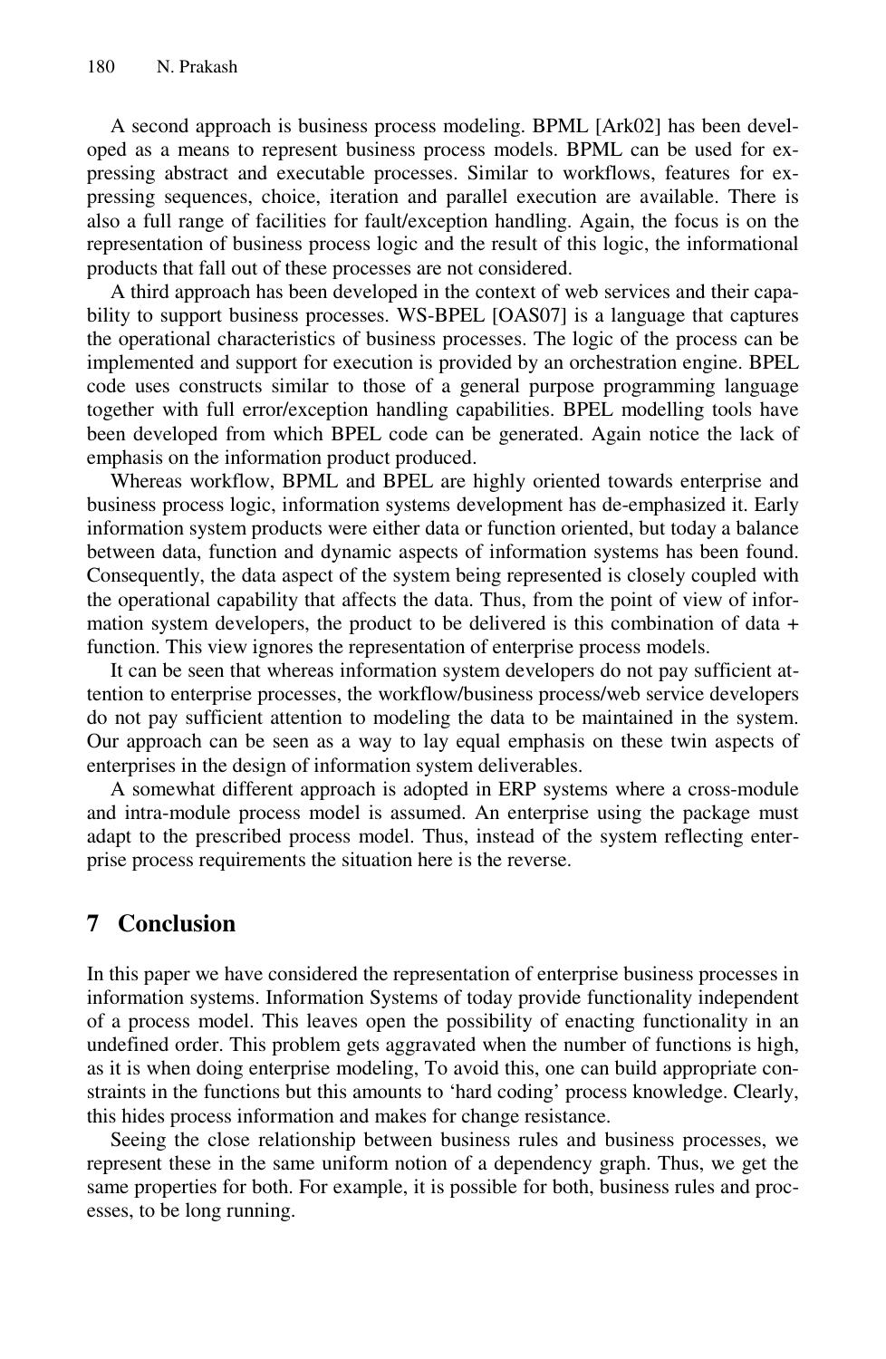A second approach is business process modeling. BPML [Ark02] has been developed as a means to represent business process models. BPML can be used for expressing abstract and executable processes. Similar to workflows, features for expressing sequences, choice, iteration and parallel execution are available. There is also a full range of facilities for fault/exception handling. Again, the focus is on the representation of business process logic and the result of this logic, the informational products that fall out of these processes are not considered.

A third approach has been developed in the context of web services and their capability to support business processes. WS-BPEL [OAS07] is a language that captures the operational characteristics of business processes. The logic of the process can be implemented and support for execution is provided by an orchestration engine. BPEL code uses constructs similar to those of a general purpose programming language together with full error/exception handling capabilities. BPEL modelling tools have been developed from which BPEL code can be generated. Again notice the lack of emphasis on the information product produced.

Whereas workflow, BPML and BPEL are highly oriented towards enterprise and business process logic, information systems development has de-emphasized it. Early information system products were either data or function oriented, but today a balance between data, function and dynamic aspects of information systems has been found. Consequently, the data aspect of the system being represented is closely coupled with the operational capability that affects the data. Thus, from the point of view of information system developers, the product to be delivered is this combination of data + function. This view ignores the representation of enterprise process models.

It can be seen that whereas information system developers do not pay sufficient attention to enterprise processes, the workflow/business process/web service developers do not pay sufficient attention to modeling the data to be maintained in the system. Our approach can be seen as a way to lay equal emphasis on these twin aspects of enterprises in the design of information system deliverables.

A somewhat different approach is adopted in ERP systems where a cross-module and intra-module process model is assumed. An enterprise using the package must adapt to the prescribed process model. Thus, instead of the system reflecting enterprise process requirements the situation here is the reverse.

## 7 Conclusion

In this paper we have considered the representation of enterprise business processes in information systems. Information Systems of today provide functionality independent of a process model. This leaves open the possibility of enacting functionality in an undefined order. This problem gets aggravated when the number of functions is high, as it is when doing enterprise modeling, To avoid this, one can build appropriate constraints in the functions but this amounts to 'hard coding' process knowledge. Clearly, this hides process information and makes for change resistance.

Seeing the close relationship between business rules and business processes, we represent these in the same uniform notion of a dependency graph. Thus, we get the same properties for both. For example, it is possible for both, business rules and processes, to be long running.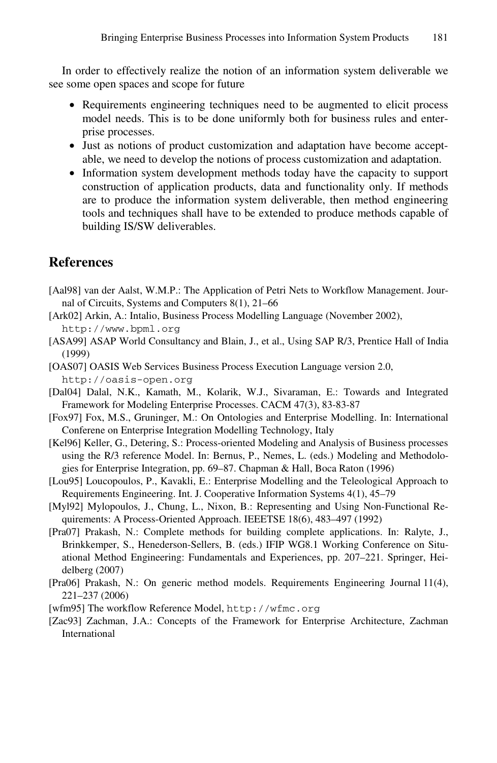In order to effectively realize the notion of an information system deliverable we see some open spaces and scope for future

- Requirements engineering techniques need to be augmented to elicit process model needs. This is to be done uniformly both for business rules and enterprise processes.
- Just as notions of product customization and adaptation have become acceptable, we need to develop the notions of process customization and adaptation.
- Information system development methods today have the capacity to support construction of application products, data and functionality only. If methods are to produce the information system deliverable, then method engineering tools and techniques shall have to be extended to produce methods capable of building IS/SW deliverables.

## References

[Aal98] van der Aalst, W.M.P.: The Application of Petri Nets to Workflow Management. Journal of Circuits, Systems and Computers 8(1), 21–66

[Ark02] Arkin, A.: Intalio, Business Process Modelling Language (November 2002), `http://www.bpml.org`

[ASA99] ASAP World Consultancy and Blain, J., et al., Using SAP R/3, Prentice Hall of India (1999)

[OAS07] OASIS Web Services Business Process Execution Language version 2.0, `http://oasis-open.org`

[Dal04] Dalal, N.K., Kamath, M., Kolarik, W.J., Sivaraman, E.: Towards and Integrated Framework for Modeling Enterprise Processes. CACM 47(3), 83-83-87

[Fox97] Fox, M.S., Gruninger, M.: On Ontologies and Enterprise Modelling. In: International Conferene on Enterprise Integration Modelling Technology, Italy

[Kel96] Keller, G., Detering, S.: Process-oriented Modeling and Analysis of Business processes using the R/3 reference Model. In: Bernus, P., Nemes, L. (eds.) Modeling and Methodologies for Enterprise Integration, pp. 69–87. Chapman & Hall, Boca Raton (1996)

[Lou95] Loucopoulos, P., Kavakli, E.: Enterprise Modelling and the Teleological Approach to Requirements Engineering. Int. J. Cooperative Information Systems 4(1), 45–79

[Myl92] Mylopoulos, J., Chung, L., Nixon, B.: Representing and Using Non-Functional Requirements: A Process-Oriented Approach. IEEETSE 18(6), 483–497 (1992)

[Pra07] Prakash, N.: Complete methods for building complete applications. In: Ralyte, J., Brinkkemper, S., Henederson-Sellers, B. (eds.) IFIP WG8.1 Working Conference on Situational Method Engineering: Fundamentals and Experiences, pp. 207–221. Springer, Heidelberg (2007)

[Pra06] Prakash, N.: On generic method models. Requirements Engineering Journal 11(4), 221–237 (2006)

[wfm95] The workflow Reference Model, `http://wfmc.org`

[Zac93] Zachman, J.A.: Concepts of the Framework for Enterprise Architecture, Zachman International